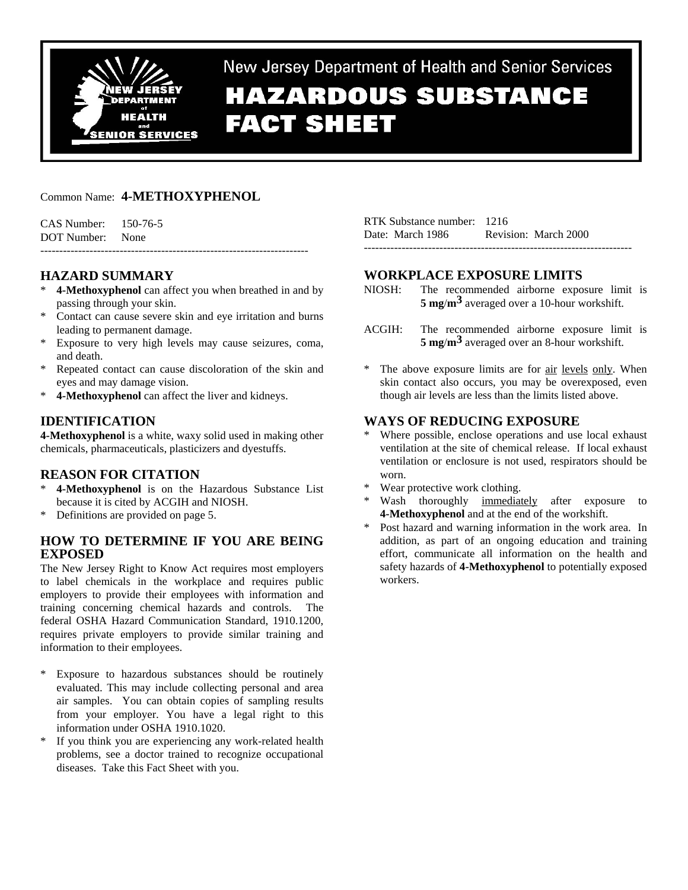New Jersey Department of Health and Senior Services

# HAZARDOUS SUBSTANCE FACT SHEET

Common Name: **4-METHOXYPHENOL**

CAS Number: 150-76-5
DOT Number: None

RTK Substance number: 1216
Date: March 1986 Revision: March 2000

---

## HAZARD SUMMARY

* **4-Methoxyphenol** can affect you when breathed in and by passing through your skin.
* Contact can cause severe skin and eye irritation and burns leading to permanent damage.
* Exposure to very high levels may cause seizures, coma, and death.
* Repeated contact can cause discoloration of the skin and eyes and may damage vision.
* **4-Methoxyphenol** can affect the liver and kidneys.

## IDENTIFICATION

**4-Methoxyphenol** is a white, waxy solid used in making other chemicals, pharmaceuticals, plasticizers and dyestuffs.

## REASON FOR CITATION

* **4-Methoxyphenol** is on the Hazardous Substance List because it is cited by ACGIH and NIOSH.
* Definitions are provided on page 5.

## HOW TO DETERMINE IF YOU ARE BEING EXPOSED

The New Jersey Right to Know Act requires most employers to label chemicals in the workplace and requires public employers to provide their employees with information and training concerning chemical hazards and controls. The federal OSHA Hazard Communication Standard, 1910.1200, requires private employers to provide similar training and information to their employees.

* Exposure to hazardous substances should be routinely evaluated. This may include collecting personal and area air samples. You can obtain copies of sampling results from your employer. You have a legal right to this information under OSHA 1910.1020.
* If you think you are experiencing any work-related health problems, see a doctor trained to recognize occupational diseases. Take this Fact Sheet with you.

## WORKPLACE EXPOSURE LIMITS

NIOSH: The recommended airborne exposure limit is **5 mg/m$^3$** averaged over a 10-hour workshift.

ACGIH: The recommended airborne exposure limit is **5 mg/m$^3$** averaged over an 8-hour workshift.

* The above exposure limits are for air levels only. When skin contact also occurs, you may be overexposed, even though air levels are less than the limits listed above.

## WAYS OF REDUCING EXPOSURE

* Where possible, enclose operations and use local exhaust ventilation at the site of chemical release. If local exhaust ventilation or enclosure is not used, respirators should be worn.
* Wear protective work clothing.
* Wash thoroughly immediately after exposure to **4-Methoxyphenol** and at the end of the workshift.
* Post hazard and warning information in the work area. In addition, as part of an ongoing education and training effort, communicate all information on the health and safety hazards of **4-Methoxyphenol** to potentially exposed workers.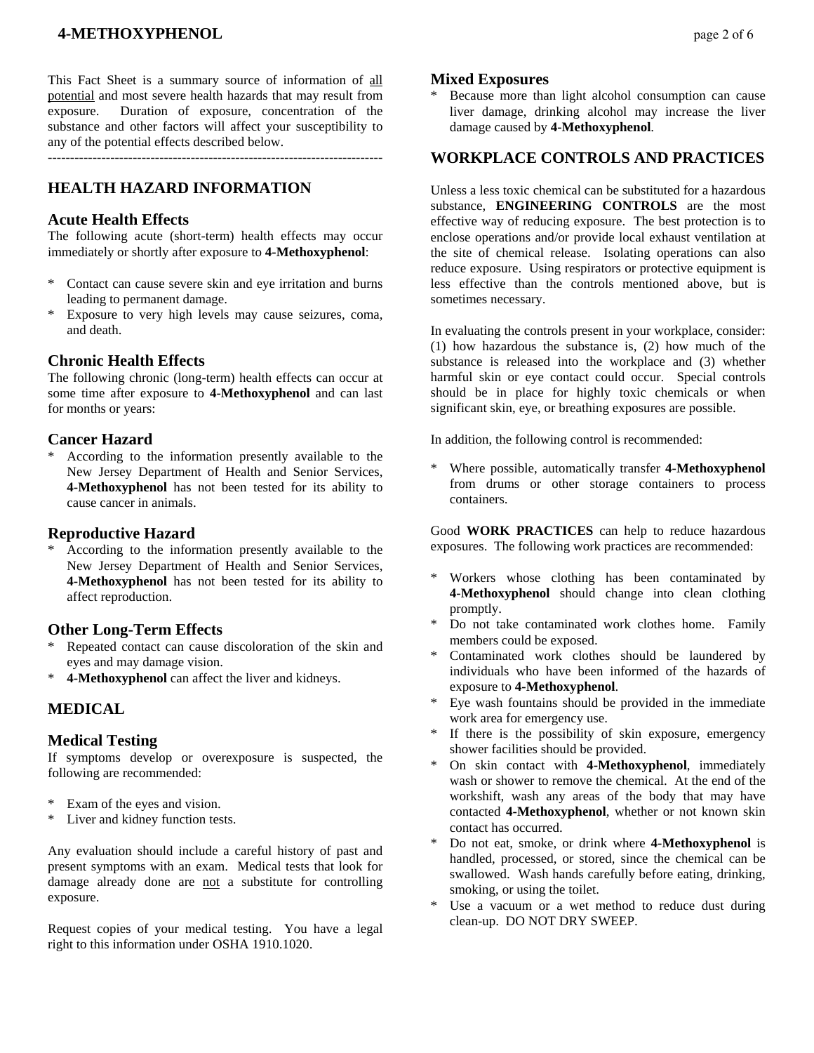This Fact Sheet is a summary source of information of all potential and most severe health hazards that may result from exposure. Duration of exposure, concentration of the substance and other factors will affect your susceptibility to any of the potential effects described below.

---

## HEALTH HAZARD INFORMATION

### Acute Health Effects

The following acute (short-term) health effects may occur immediately or shortly after exposure to **4-Methoxyphenol**:

* Contact can cause severe skin and eye irritation and burns leading to permanent damage.
* Exposure to very high levels may cause seizures, coma, and death.

### Chronic Health Effects

The following chronic (long-term) health effects can occur at some time after exposure to **4-Methoxyphenol** and can last for months or years:

### Cancer Hazard

* According to the information presently available to the New Jersey Department of Health and Senior Services, **4-Methoxyphenol** has not been tested for its ability to cause cancer in animals.

### Reproductive Hazard

* According to the information presently available to the New Jersey Department of Health and Senior Services, **4-Methoxyphenol** has not been tested for its ability to affect reproduction.

### Other Long-Term Effects

* Repeated contact can cause discoloration of the skin and eyes and may damage vision.
* **4-Methoxyphenol** can affect the liver and kidneys.

## MEDICAL

### Medical Testing

If symptoms develop or overexposure is suspected, the following are recommended:

* Exam of the eyes and vision.
* Liver and kidney function tests.

Any evaluation should include a careful history of past and present symptoms with an exam. Medical tests that look for damage already done are not a substitute for controlling exposure.

Request copies of your medical testing. You have a legal right to this information under OSHA 1910.1020.

### Mixed Exposures

* Because more than light alcohol consumption can cause liver damage, drinking alcohol may increase the liver damage caused by **4-Methoxyphenol**.

## WORKPLACE CONTROLS AND PRACTICES

Unless a less toxic chemical can be substituted for a hazardous substance, **ENGINEERING CONTROLS** are the most effective way of reducing exposure. The best protection is to enclose operations and/or provide local exhaust ventilation at the site of chemical release. Isolating operations can also reduce exposure. Using respirators or protective equipment is less effective than the controls mentioned above, but is sometimes necessary.

In evaluating the controls present in your workplace, consider: (1) how hazardous the substance is, (2) how much of the substance is released into the workplace and (3) whether harmful skin or eye contact could occur. Special controls should be in place for highly toxic chemicals or when significant skin, eye, or breathing exposures are possible.

In addition, the following control is recommended:

* Where possible, automatically transfer **4-Methoxyphenol** from drums or other storage containers to process containers.

Good **WORK PRACTICES** can help to reduce hazardous exposures. The following work practices are recommended:

* Workers whose clothing has been contaminated by **4-Methoxyphenol** should change into clean clothing promptly.
* Do not take contaminated work clothes home. Family members could be exposed.
* Contaminated work clothes should be laundered by individuals who have been informed of the hazards of exposure to **4-Methoxyphenol**.
* Eye wash fountains should be provided in the immediate work area for emergency use.
* If there is the possibility of skin exposure, emergency shower facilities should be provided.
* On skin contact with **4-Methoxyphenol**, immediately wash or shower to remove the chemical. At the end of the workshift, wash any areas of the body that may have contacted **4-Methoxyphenol**, whether or not known skin contact has occurred.
* Do not eat, smoke, or drink where **4-Methoxyphenol** is handled, processed, or stored, since the chemical can be swallowed. Wash hands carefully before eating, drinking, smoking, or using the toilet.
* Use a vacuum or a wet method to reduce dust during clean-up. DO NOT DRY SWEEP.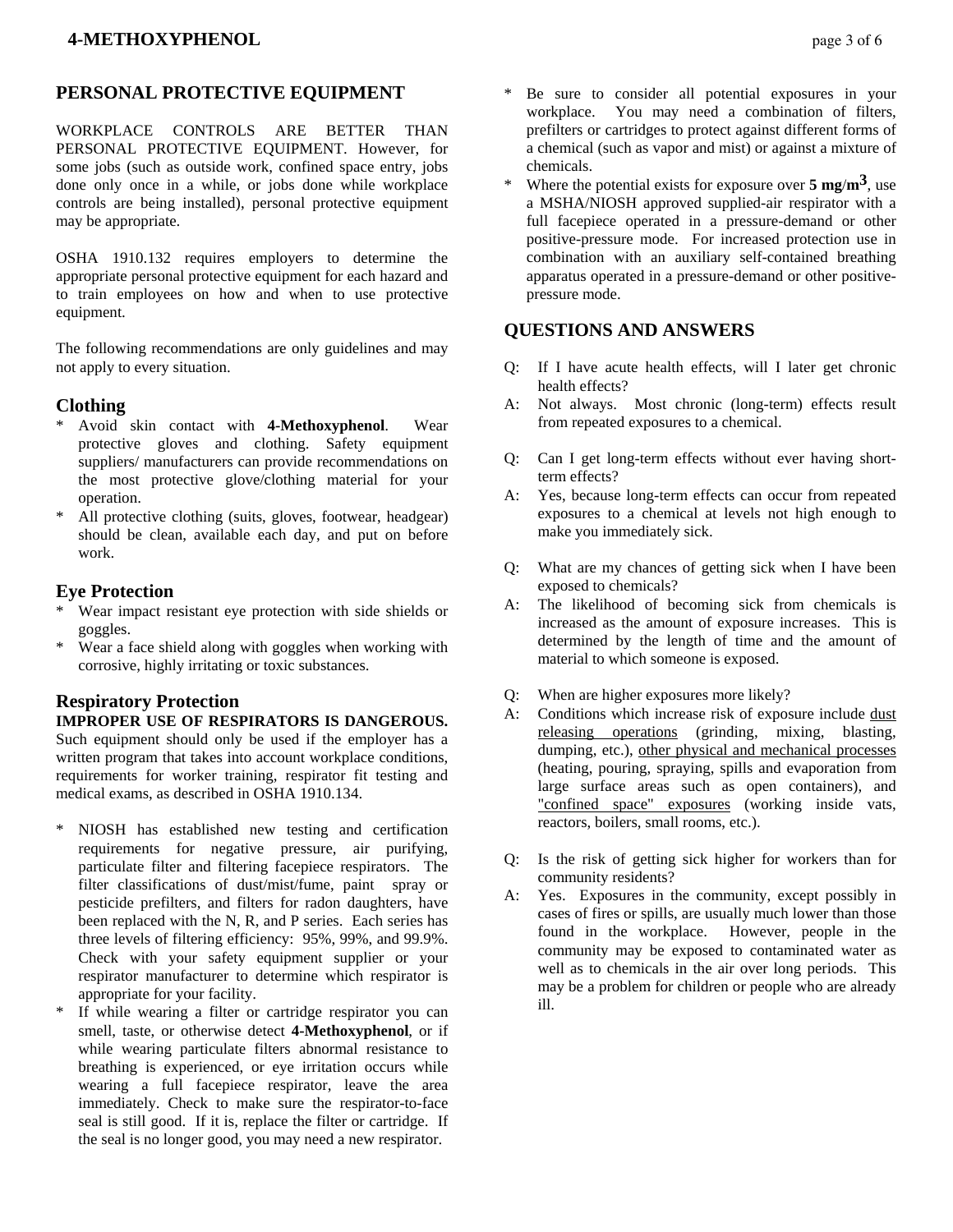## PERSONAL PROTECTIVE EQUIPMENT

WORKPLACE CONTROLS ARE BETTER THAN PERSONAL PROTECTIVE EQUIPMENT. However, for some jobs (such as outside work, confined space entry, jobs done only once in a while, or jobs done while workplace controls are being installed), personal protective equipment may be appropriate.

OSHA 1910.132 requires employers to determine the appropriate personal protective equipment for each hazard and to train employees on how and when to use protective equipment.

The following recommendations are only guidelines and may not apply to every situation.

### Clothing

* Avoid skin contact with **4-Methoxyphenol**. Wear protective gloves and clothing. Safety equipment suppliers/ manufacturers can provide recommendations on the most protective glove/clothing material for your operation.
* All protective clothing (suits, gloves, footwear, headgear) should be clean, available each day, and put on before work.

### Eye Protection

* Wear impact resistant eye protection with side shields or goggles.
* Wear a face shield along with goggles when working with corrosive, highly irritating or toxic substances.

### Respiratory Protection

**IMPROPER USE OF RESPIRATORS IS DANGEROUS.** Such equipment should only be used if the employer has a written program that takes into account workplace conditions, requirements for worker training, respirator fit testing and medical exams, as described in OSHA 1910.134.

* NIOSH has established new testing and certification requirements for negative pressure, air purifying, particulate filter and filtering facepiece respirators. The filter classifications of dust/mist/fume, paint spray or pesticide prefilters, and filters for radon daughters, have been replaced with the N, R, and P series. Each series has three levels of filtering efficiency: 95%, 99%, and 99.9%. Check with your safety equipment supplier or your respirator manufacturer to determine which respirator is appropriate for your facility.
* If while wearing a filter or cartridge respirator you can smell, taste, or otherwise detect **4-Methoxyphenol**, or if while wearing particulate filters abnormal resistance to breathing is experienced, or eye irritation occurs while wearing a full facepiece respirator, leave the area immediately. Check to make sure the respirator-to-face seal is still good. If it is, replace the filter or cartridge. If the seal is no longer good, you may need a new respirator.
* Be sure to consider all potential exposures in your workplace. You may need a combination of filters, prefilters or cartridges to protect against different forms of a chemical (such as vapor and mist) or against a mixture of chemicals.
* Where the potential exists for exposure over **5 mg/m$^3$**, use a MSHA/NIOSH approved supplied-air respirator with a full facepiece operated in a pressure-demand or other positive-pressure mode. For increased protection use in combination with an auxiliary self-contained breathing apparatus operated in a pressure-demand or other positive-pressure mode.

## QUESTIONS AND ANSWERS

Q: If I have acute health effects, will I later get chronic health effects?
A: Not always. Most chronic (long-term) effects result from repeated exposures to a chemical.

Q: Can I get long-term effects without ever having short-term effects?
A: Yes, because long-term effects can occur from repeated exposures to a chemical at levels not high enough to make you immediately sick.

Q: What are my chances of getting sick when I have been exposed to chemicals?
A: The likelihood of becoming sick from chemicals is increased as the amount of exposure increases. This is determined by the length of time and the amount of material to which someone is exposed.

Q: When are higher exposures more likely?
A: Conditions which increase risk of exposure include dust releasing operations (grinding, mixing, blasting, dumping, etc.), other physical and mechanical processes (heating, pouring, spraying, spills and evaporation from large surface areas such as open containers), and "confined space" exposures (working inside vats, reactors, boilers, small rooms, etc.).

Q: Is the risk of getting sick higher for workers than for community residents?
A: Yes. Exposures in the community, except possibly in cases of fires or spills, are usually much lower than those found in the workplace. However, people in the community may be exposed to contaminated water as well as to chemicals in the air over long periods. This may be a problem for children or people who are already ill.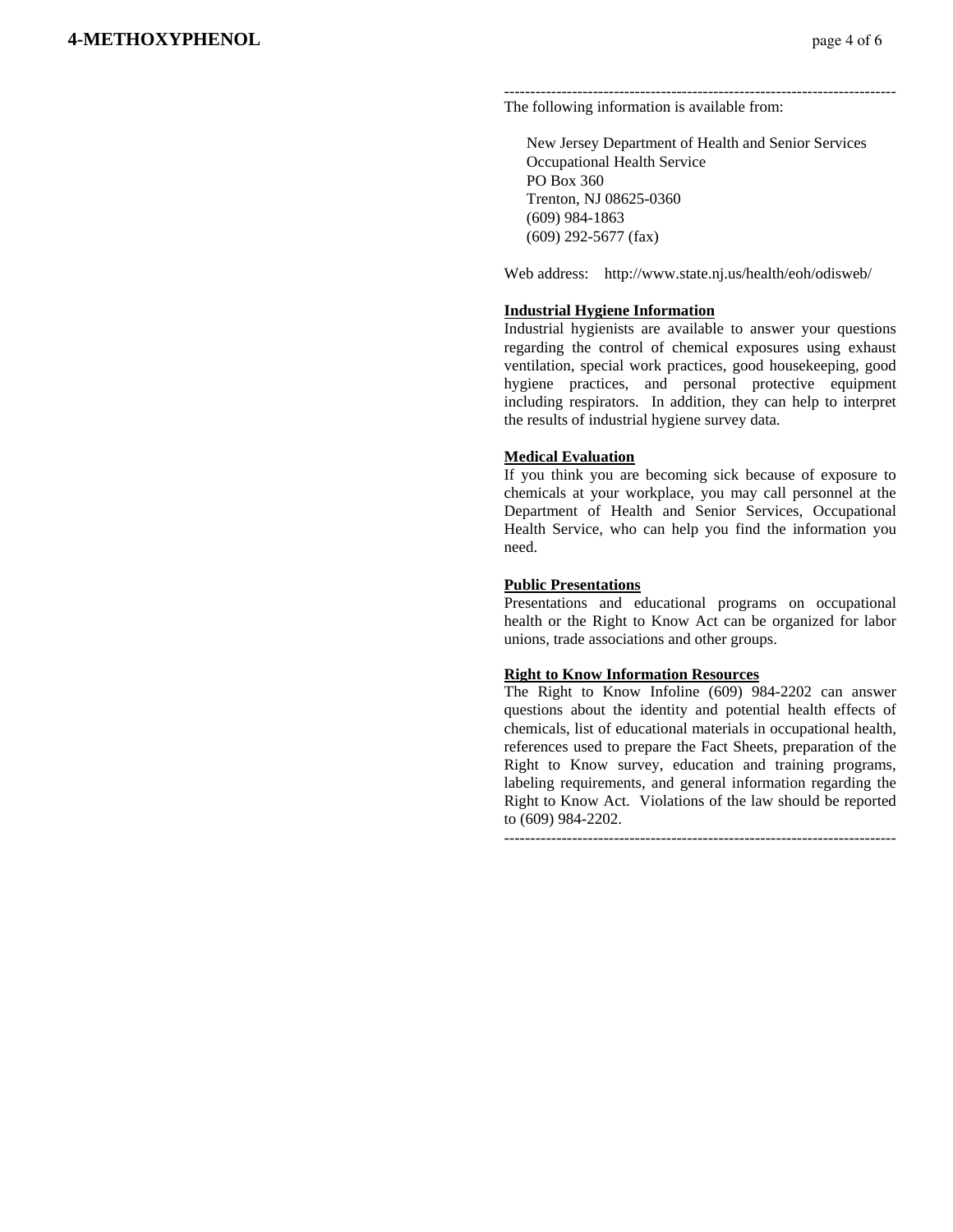---------------------------------------------------------------------------

The following information is available from:

New Jersey Department of Health and Senior Services
Occupational Health Service
PO Box 360
Trenton, NJ 08625-0360
(609) 984-1863
(609) 292-5677 (fax)

Web address: http://www.state.nj.us/health/eoh/odisweb/

**Industrial Hygiene Information**

Industrial hygienists are available to answer your questions regarding the control of chemical exposures using exhaust ventilation, special work practices, good housekeeping, good hygiene practices, and personal protective equipment including respirators. In addition, they can help to interpret the results of industrial hygiene survey data.

**Medical Evaluation**

If you think you are becoming sick because of exposure to chemicals at your workplace, you may call personnel at the Department of Health and Senior Services, Occupational Health Service, who can help you find the information you need.

**Public Presentations**

Presentations and educational programs on occupational health or the Right to Know Act can be organized for labor unions, trade associations and other groups.

**Right to Know Information Resources**

The Right to Know Infoline (609) 984-2202 can answer questions about the identity and potential health effects of chemicals, list of educational materials in occupational health, references used to prepare the Fact Sheets, preparation of the Right to Know survey, education and training programs, labeling requirements, and general information regarding the Right to Know Act. Violations of the law should be reported to (609) 984-2202.

---------------------------------------------------------------------------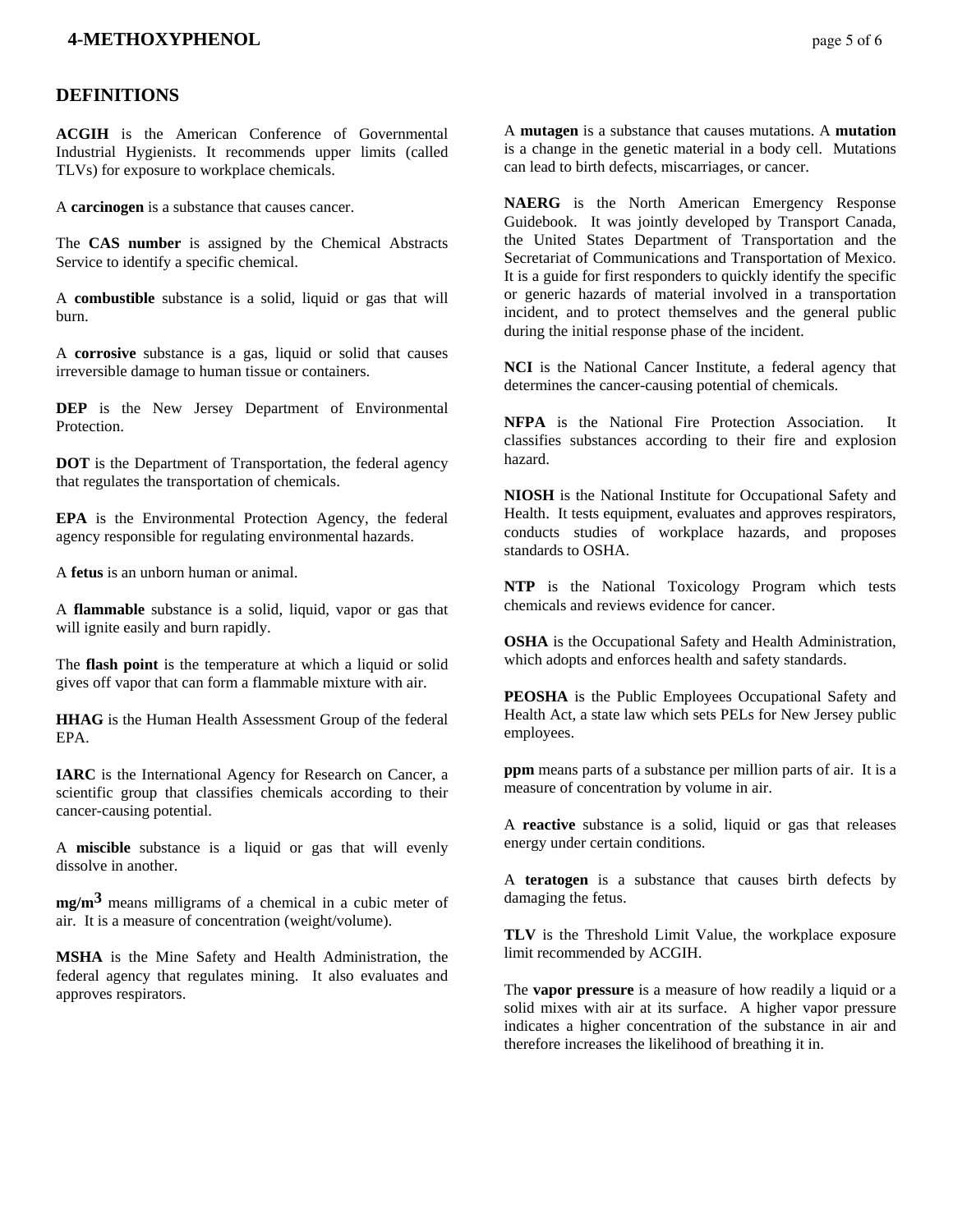## DEFINITIONS

**ACGIH** is the American Conference of Governmental Industrial Hygienists. It recommends upper limits (called TLVs) for exposure to workplace chemicals.

A **carcinogen** is a substance that causes cancer.

The **CAS number** is assigned by the Chemical Abstracts Service to identify a specific chemical.

A **combustible** substance is a solid, liquid or gas that will burn.

A **corrosive** substance is a gas, liquid or solid that causes irreversible damage to human tissue or containers.

**DEP** is the New Jersey Department of Environmental Protection.

**DOT** is the Department of Transportation, the federal agency that regulates the transportation of chemicals.

**EPA** is the Environmental Protection Agency, the federal agency responsible for regulating environmental hazards.

A **fetus** is an unborn human or animal.

A **flammable** substance is a solid, liquid, vapor or gas that will ignite easily and burn rapidly.

The **flash point** is the temperature at which a liquid or solid gives off vapor that can form a flammable mixture with air.

**HHAG** is the Human Health Assessment Group of the federal EPA.

**IARC** is the International Agency for Research on Cancer, a scientific group that classifies chemicals according to their cancer-causing potential.

A **miscible** substance is a liquid or gas that will evenly dissolve in another.

**$mg/m^3$** means milligrams of a chemical in a cubic meter of air. It is a measure of concentration (weight/volume).

**MSHA** is the Mine Safety and Health Administration, the federal agency that regulates mining. It also evaluates and approves respirators.

A **mutagen** is a substance that causes mutations. A **mutation** is a change in the genetic material in a body cell. Mutations can lead to birth defects, miscarriages, or cancer.

**NAERG** is the North American Emergency Response Guidebook. It was jointly developed by Transport Canada, the United States Department of Transportation and the Secretariat of Communications and Transportation of Mexico. It is a guide for first responders to quickly identify the specific or generic hazards of material involved in a transportation incident, and to protect themselves and the general public during the initial response phase of the incident.

**NCI** is the National Cancer Institute, a federal agency that determines the cancer-causing potential of chemicals.

**NFPA** is the National Fire Protection Association. It classifies substances according to their fire and explosion hazard.

**NIOSH** is the National Institute for Occupational Safety and Health. It tests equipment, evaluates and approves respirators, conducts studies of workplace hazards, and proposes standards to OSHA.

**NTP** is the National Toxicology Program which tests chemicals and reviews evidence for cancer.

**OSHA** is the Occupational Safety and Health Administration, which adopts and enforces health and safety standards.

**PEOSHA** is the Public Employees Occupational Safety and Health Act, a state law which sets PELs for New Jersey public employees.

**ppm** means parts of a substance per million parts of air. It is a measure of concentration by volume in air.

A **reactive** substance is a solid, liquid or gas that releases energy under certain conditions.

A **teratogen** is a substance that causes birth defects by damaging the fetus.

**TLV** is the Threshold Limit Value, the workplace exposure limit recommended by ACGIH.

The **vapor pressure** is a measure of how readily a liquid or a solid mixes with air at its surface. A higher vapor pressure indicates a higher concentration of the substance in air and therefore increases the likelihood of breathing it in.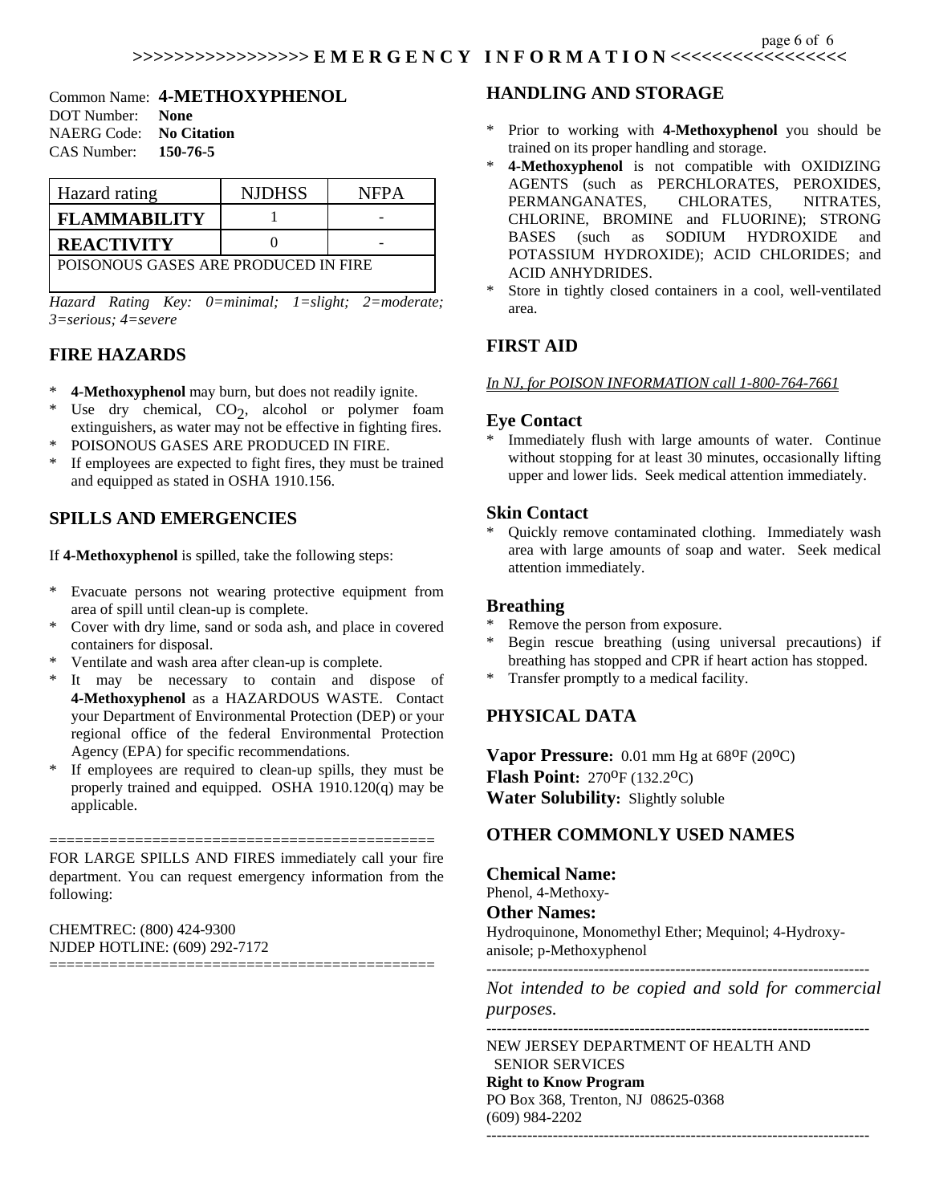# >>>>>>>>>>>>>>>>> E M E R G E N C Y   I N F O R M A T I O N <<<<<<<<<<<<<<<<<

Common Name: **4-METHOXYPHENOL**
DOT Number: **None**
NAERG Code: **No Citation**
CAS Number: **150-76-5**

| Hazard rating | NJDHSS | NFPA |
|---|---|---|
| **FLAMMABILITY** | 1 | - |
| **REACTIVITY** | 0 | - |
| POISONOUS GASES ARE PRODUCED IN FIRE | | |

*Hazard Rating Key: 0=minimal; 1=slight; 2=moderate; 3=serious; 4=severe*

## FIRE HAZARDS

* **4-Methoxyphenol** may burn, but does not readily ignite.
* Use dry chemical, $CO_2$, alcohol or polymer foam extinguishers, as water may not be effective in fighting fires.
* POISONOUS GASES ARE PRODUCED IN FIRE.
* If employees are expected to fight fires, they must be trained and equipped as stated in OSHA 1910.156.

## SPILLS AND EMERGENCIES

If **4-Methoxyphenol** is spilled, take the following steps:

* Evacuate persons not wearing protective equipment from area of spill until clean-up is complete.
* Cover with dry lime, sand or soda ash, and place in covered containers for disposal.
* Ventilate and wash area after clean-up is complete.
* It may be necessary to contain and dispose of **4-Methoxyphenol** as a HAZARDOUS WASTE. Contact your Department of Environmental Protection (DEP) or your regional office of the federal Environmental Protection Agency (EPA) for specific recommendations.
* If employees are required to clean-up spills, they must be properly trained and equipped. OSHA 1910.120(q) may be applicable.

============================================

FOR LARGE SPILLS AND FIRES immediately call your fire department. You can request emergency information from the following:

CHEMTREC: (800) 424-9300
NJDEP HOTLINE: (609) 292-7172

============================================

## HANDLING AND STORAGE

* Prior to working with **4-Methoxyphenol** you should be trained on its proper handling and storage.
* **4-Methoxyphenol** is not compatible with OXIDIZING AGENTS (such as PERCHLORATES, PEROXIDES, PERMANGANATES, CHLORATES, NITRATES, CHLORINE, BROMINE and FLUORINE); STRONG BASES (such as SODIUM HYDROXIDE and POTASSIUM HYDROXIDE); ACID CHLORIDES; and ACID ANHYDRIDES.
* Store in tightly closed containers in a cool, well-ventilated area.

## FIRST AID

*In NJ, for POISON INFORMATION call 1-800-764-7661*

### Eye Contact

* Immediately flush with large amounts of water. Continue without stopping for at least 30 minutes, occasionally lifting upper and lower lids. Seek medical attention immediately.

### Skin Contact

* Quickly remove contaminated clothing. Immediately wash area with large amounts of soap and water. Seek medical attention immediately.

### Breathing

* Remove the person from exposure.
* Begin rescue breathing (using universal precautions) if breathing has stopped and CPR if heart action has stopped.
* Transfer promptly to a medical facility.

## PHYSICAL DATA

**Vapor Pressure:** 0.01 mm Hg at $68^{o}$F ($20^{o}$C)
**Flash Point:** $270^{o}$F ($132.2^{o}$C)
**Water Solubility:** Slightly soluble

## OTHER COMMONLY USED NAMES

### Chemical Name:

Phenol, 4-Methoxy-

### Other Names:

Hydroquinone, Monomethyl Ether; Mequinol; 4-Hydroxy-anisole; p-Methoxyphenol

---

*Not intended to be copied and sold for commercial purposes.*

---

NEW JERSEY DEPARTMENT OF HEALTH AND SENIOR SERVICES
**Right to Know Program**
PO Box 368, Trenton, NJ 08625-0368
(609) 984-2202

---